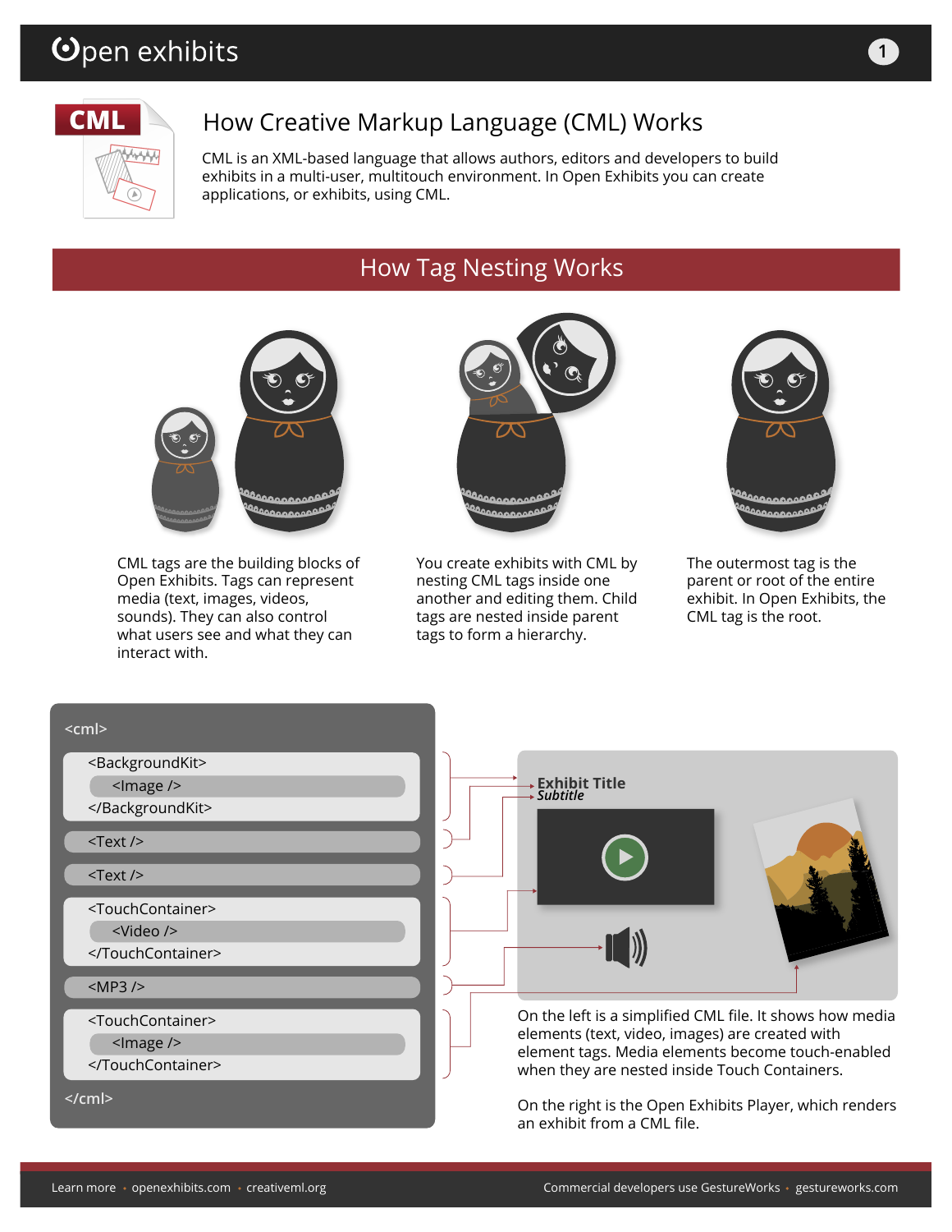# How Creative Markup Language (CML) Works

CML is an XML-based language that allows authors, editors and developers to build exhibits in a multi-user, multitouch environment. In Open Exhibits you can create applications, or exhibits, using CML.

## How Tag Nesting Works

CML tags are the building blocks of Open Exhibits. Tags can represent media (text, images, videos, sounds). They can also control what users see and what they can interact with.

You create exhibits with CML by nesting CML tags inside one another and editing them. Child tags are nested inside parent tags to form a hierarchy.

The outermost tag is the parent or root of the entire exhibit. In Open Exhibits, the CML tag is the root.

```
<cml>
    <BackgroundKit>
        <Image />
    </BackgroundKit>
    <Text />
    <Text />
    <TouchContainer>
        <Video />
    </TouchContainer>
    <MP3 />
    <TouchContainer>
        <Image />
    </TouchContainer>
</cml>
```

**Exhibit Title**
*Subtitle*

On the left is a simplified CML file. It shows how media elements (text, video, images) are created with element tags. Media elements become touch-enabled when they are nested inside Touch Containers.

On the right is the Open Exhibits Player, which renders an exhibit from a CML file.

Learn more • openexhibits.com • creativeml.org

Commercial developers use GestureWorks • gestureworks.com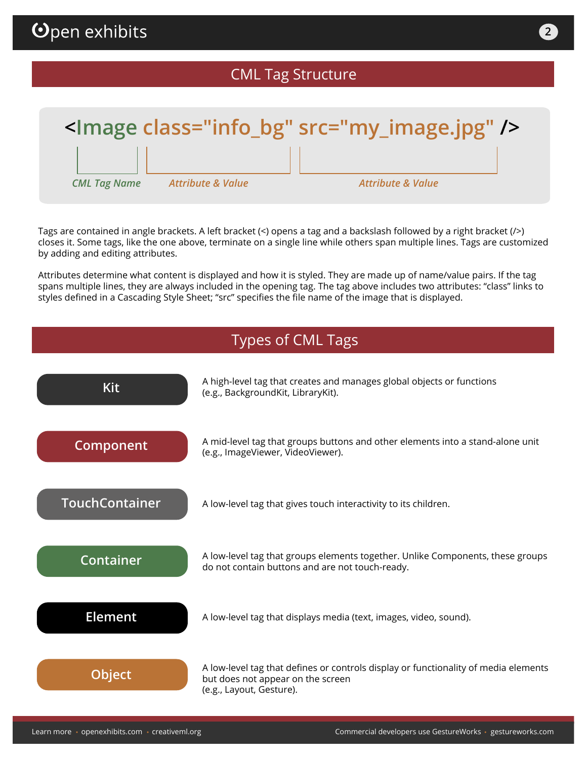## CML Tag Structure

```
<Image class="info_bg" src="my_image.jpg" />
```

*CML Tag Name* — Image
*Attribute & Value* — class="info_bg"
*Attribute & Value* — src="my_image.jpg"

Tags are contained in angle brackets. A left bracket (<) opens a tag and a backslash followed by a right bracket (/>) closes it. Some tags, like the one above, terminate on a single line while others span multiple lines. Tags are customized by adding and editing attributes.

Attributes determine what content is displayed and how it is styled. They are made up of name/value pairs. If the tag spans multiple lines, they are always included in the opening tag. The tag above includes two attributes: “class” links to styles defined in a Cascading Style Sheet; “src” specifies the file name of the image that is displayed.

## Types of CML Tags

**Kit**
A high-level tag that creates and manages global objects or functions (e.g., BackgroundKit, LibraryKit).

**Component**
A mid-level tag that groups buttons and other elements into a stand-alone unit (e.g., ImageViewer, VideoViewer).

**TouchContainer**
A low-level tag that gives touch interactivity to its children.

**Container**
A low-level tag that groups elements together. Unlike Components, these groups do not contain buttons and are not touch-ready.

**Element**
A low-level tag that displays media (text, images, video, sound).

**Object**
A low-level tag that defines or controls display or functionality of media elements but does not appear on the screen
(e.g., Layout, Gesture).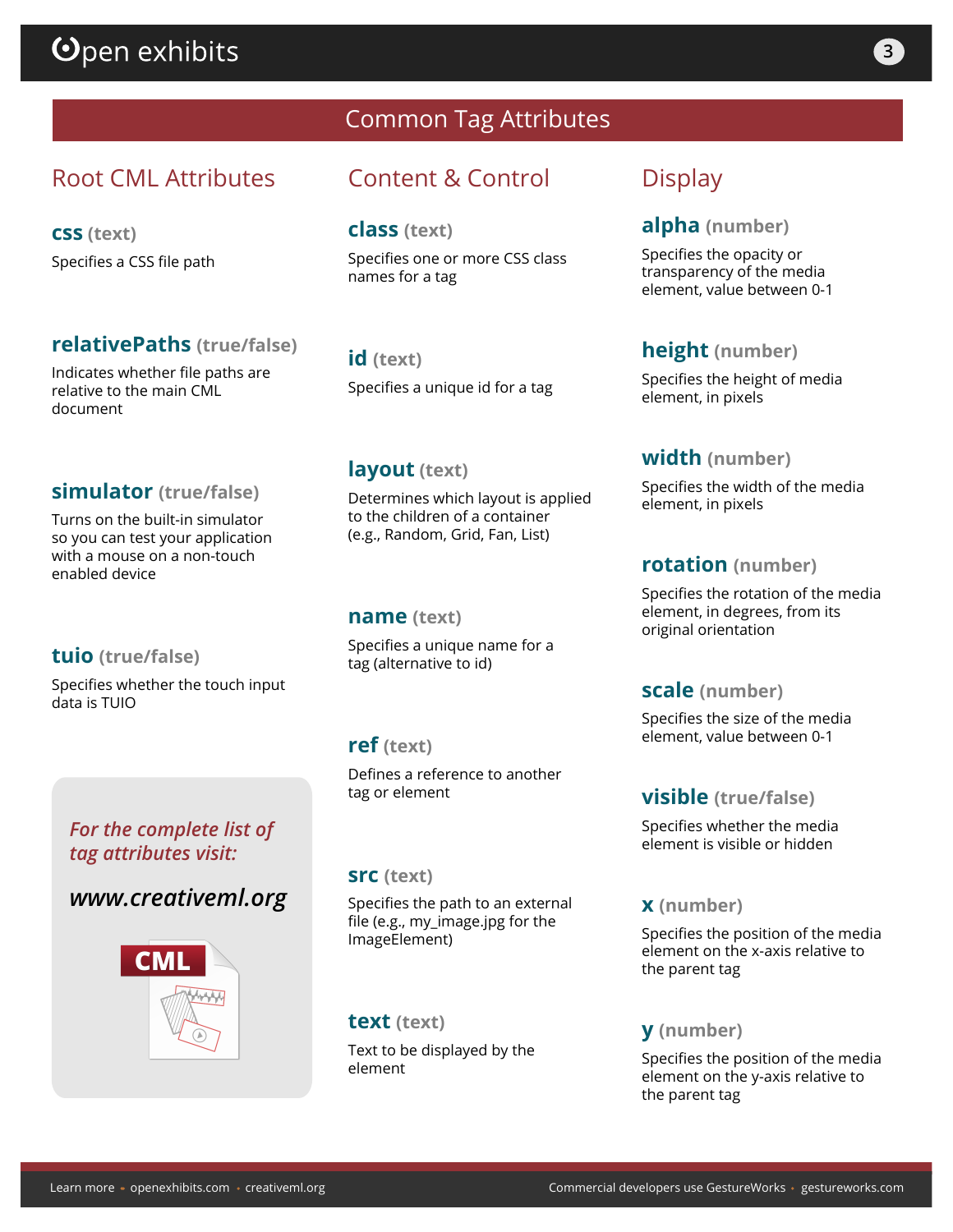# Common Tag Attributes

## Root CML Attributes

**css** (text)

Specifies a CSS file path

**relativePaths** (true/false)

Indicates whether file paths are relative to the main CML document

**simulator** (true/false)

Turns on the built-in simulator so you can test your application with a mouse on a non-touch enabled device

**tuio** (true/false)

Specifies whether the touch input data is TUIO

*For the complete list of tag attributes visit:*

***www.creativeml.org***

## Content & Control

**class** (text)

Specifies one or more CSS class names for a tag

**id** (text)

Specifies a unique id for a tag

**layout** (text)

Determines which layout is applied to the children of a container (e.g., Random, Grid, Fan, List)

**name** (text)

Specifies a unique name for a tag (alternative to id)

**ref** (text)

Defines a reference to another tag or element

**src** (text)

Specifies the path to an external file (e.g., my_image.jpg for the ImageElement)

**text** (text)

Text to be displayed by the element

## Display

**alpha** (number)

Specifies the opacity or transparency of the media element, value between 0-1

**height** (number)

Specifies the height of media element, in pixels

**width** (number)

Specifies the width of the media element, in pixels

**rotation** (number)

Specifies the rotation of the media element, in degrees, from its original orientation

**scale** (number)

Specifies the size of the media element, value between 0-1

**visible** (true/false)

Specifies whether the media element is visible or hidden

**x** (number)

Specifies the position of the media element on the x-axis relative to the parent tag

**y** (number)

Specifies the position of the media element on the y-axis relative to the parent tag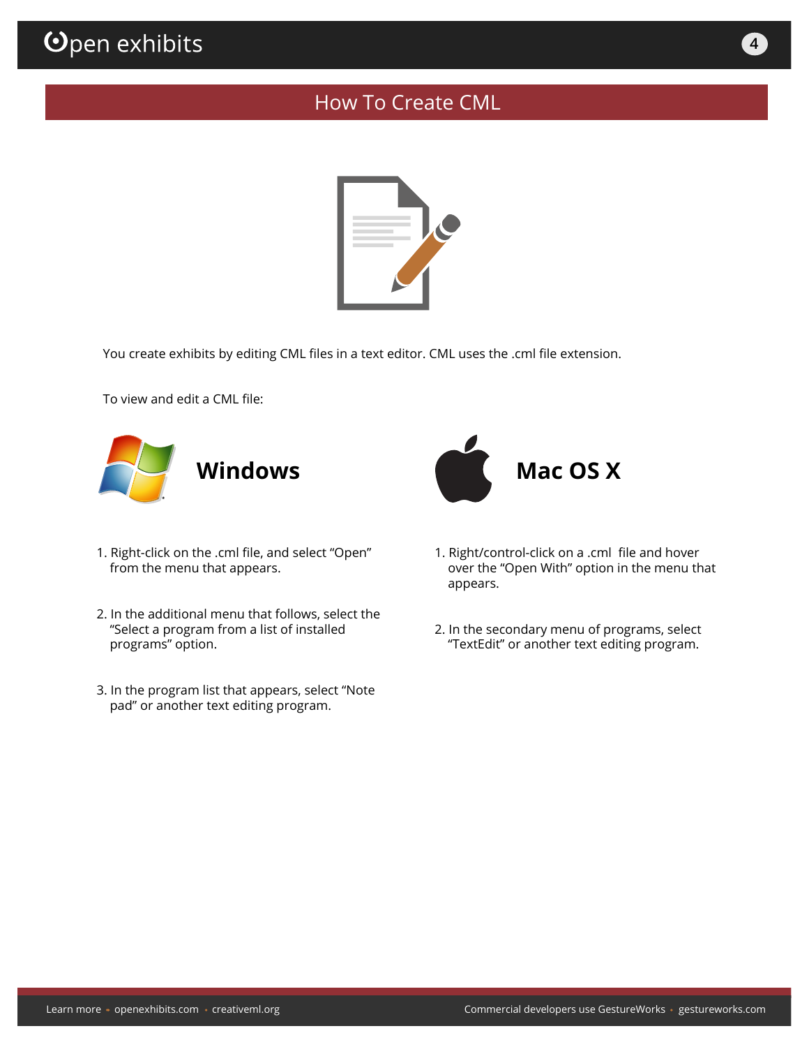# How To Create CML

You create exhibits by editing CML files in a text editor. CML uses the .cml file extension.

To view and edit a CML file:

## Windows

1. Right-click on the .cml file, and select “Open” from the menu that appears.
2. In the additional menu that follows, select the “Select a program from a list of installed programs” option.
3. In the program list that appears, select “Note pad” or another text editing program.

## Mac OS X

1. Right/control-click on a .cml file and hover over the “Open With” option in the menu that appears.
2. In the secondary menu of programs, select “TextEdit” or another text editing program.